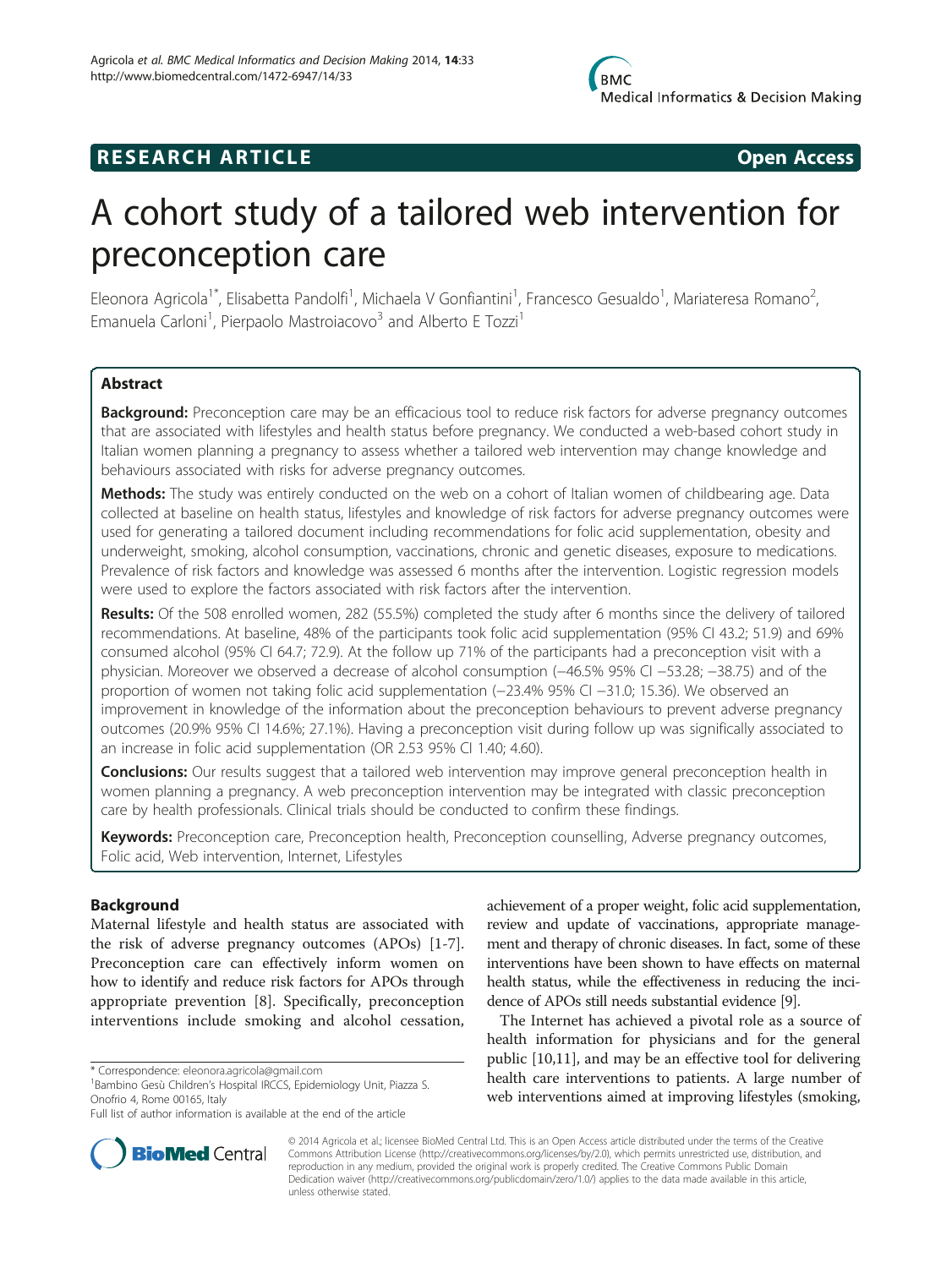**RESEARCH ARTICLE** **Open Access**

# A cohort study of a tailored web intervention for preconception care

Eleonora Agricola[1*], Elisabetta Pandolfi[1], Michaela V Gonfiantini[1], Francesco Gesualdo[1], Mariateresa Romano[2], Emanuela Carloni[1], Pierpaolo Mastroiacovo[3] and Alberto E Tozzi[1]

## Abstract

**Background:** Preconception care may be an efficacious tool to reduce risk factors for adverse pregnancy outcomes that are associated with lifestyles and health status before pregnancy. We conducted a web-based cohort study in Italian women planning a pregnancy to assess whether a tailored web intervention may change knowledge and behaviours associated with risks for adverse pregnancy outcomes.

**Methods:** The study was entirely conducted on the web on a cohort of Italian women of childbearing age. Data collected at baseline on health status, lifestyles and knowledge of risk factors for adverse pregnancy outcomes were used for generating a tailored document including recommendations for folic acid supplementation, obesity and underweight, smoking, alcohol consumption, vaccinations, chronic and genetic diseases, exposure to medications. Prevalence of risk factors and knowledge was assessed 6 months after the intervention. Logistic regression models were used to explore the factors associated with risk factors after the intervention.

**Results:** Of the 508 enrolled women, 282 (55.5%) completed the study after 6 months since the delivery of tailored recommendations. At baseline, 48% of the participants took folic acid supplementation (95% CI 43.2; 51.9) and 69% consumed alcohol (95% CI 64.7; 72.9). At the follow up 71% of the participants had a preconception visit with a physician. Moreover we observed a decrease of alcohol consumption (−46.5% 95% CI −53.28; −38.75) and of the proportion of women not taking folic acid supplementation (−23.4% 95% CI −31.0; 15.36). We observed an improvement in knowledge of the information about the preconception behaviours to prevent adverse pregnancy outcomes (20.9% 95% CI 14.6%; 27.1%). Having a preconception visit during follow up was significantly associated to an increase in folic acid supplementation (OR 2.53 95% CI 1.40; 4.60).

**Conclusions:** Our results suggest that a tailored web intervention may improve general preconception health in women planning a pregnancy. A web preconception intervention may be integrated with classic preconception care by health professionals. Clinical trials should be conducted to confirm these findings.

**Keywords:** Preconception care, Preconception health, Preconception counselling, Adverse pregnancy outcomes, Folic acid, Web intervention, Internet, Lifestyles

## Background

Maternal lifestyle and health status are associated with the risk of adverse pregnancy outcomes (APOs) [1-7]. Preconception care can effectively inform women on how to identify and reduce risk factors for APOs through appropriate prevention [8]. Specifically, preconception interventions include smoking and alcohol cessation, achievement of a proper weight, folic acid supplementation, review and update of vaccinations, appropriate management and therapy of chronic diseases. In fact, some of these interventions have been shown to have effects on maternal health status, while the effectiveness in reducing the incidence of APOs still needs substantial evidence [9].

The Internet has achieved a pivotal role as a source of health information for physicians and for the general public [10,11], and may be an effective tool for delivering health care interventions to patients. A large number of web interventions aimed at improving lifestyles (smoking,

\* Correspondence: eleonora.agricola@gmail.com
[1]Bambino Gesù Children's Hospital IRCCS, Epidemiology Unit, Piazza S. Onofrio 4, Rome 00165, Italy
Full list of author information is available at the end of the article

© 2014 Agricola et al.; licensee BioMed Central Ltd. This is an Open Access article distributed under the terms of the Creative Commons Attribution License (http://creativecommons.org/licenses/by/2.0), which permits unrestricted use, distribution, and reproduction in any medium, provided the original work is properly credited. The Creative Commons Public Domain Dedication waiver (http://creativecommons.org/publicdomain/zero/1.0/) applies to the data made available in this article, unless otherwise stated.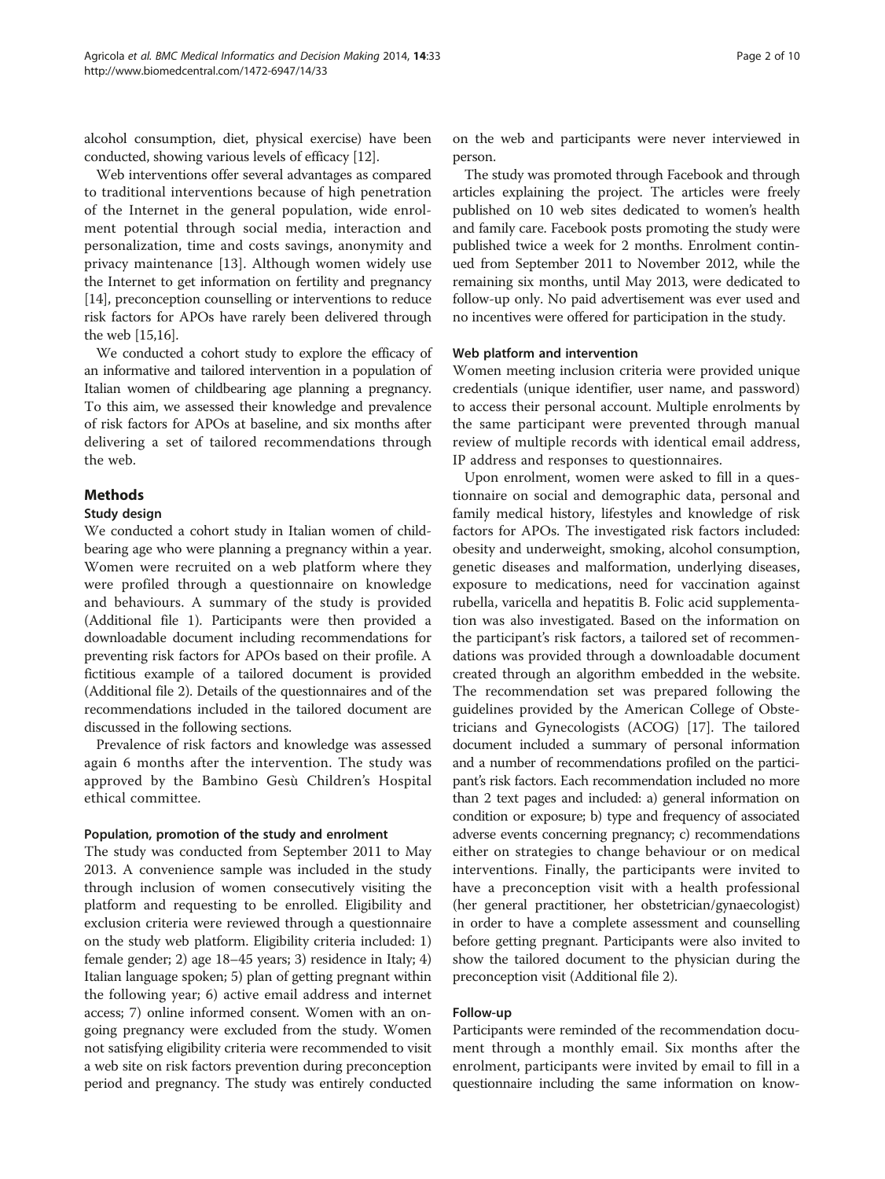alcohol consumption, diet, physical exercise) have been conducted, showing various levels of efficacy [12].

Web interventions offer several advantages as compared to traditional interventions because of high penetration of the Internet in the general population, wide enrolment potential through social media, interaction and personalization, time and costs savings, anonymity and privacy maintenance [13]. Although women widely use the Internet to get information on fertility and pregnancy [14], preconception counselling or interventions to reduce risk factors for APOs have rarely been delivered through the web [15,16].

We conducted a cohort study to explore the efficacy of an informative and tailored intervention in a population of Italian women of childbearing age planning a pregnancy. To this aim, we assessed their knowledge and prevalence of risk factors for APOs at baseline, and six months after delivering a set of tailored recommendations through the web.

## Methods

### Study design

We conducted a cohort study in Italian women of childbearing age who were planning a pregnancy within a year. Women were recruited on a web platform where they were profiled through a questionnaire on knowledge and behaviours. A summary of the study is provided (Additional file 1). Participants were then provided a downloadable document including recommendations for preventing risk factors for APOs based on their profile. A fictitious example of a tailored document is provided (Additional file 2). Details of the questionnaires and of the recommendations included in the tailored document are discussed in the following sections.

Prevalence of risk factors and knowledge was assessed again 6 months after the intervention. The study was approved by the Bambino Gesù Children's Hospital ethical committee.

#### Population, promotion of the study and enrolment

The study was conducted from September 2011 to May 2013. A convenience sample was included in the study through inclusion of women consecutively visiting the platform and requesting to be enrolled. Eligibility and exclusion criteria were reviewed through a questionnaire on the study web platform. Eligibility criteria included: 1) female gender; 2) age 18–45 years; 3) residence in Italy; 4) Italian language spoken; 5) plan of getting pregnant within the following year; 6) active email address and internet access; 7) online informed consent. Women with an ongoing pregnancy were excluded from the study. Women not satisfying eligibility criteria were recommended to visit a web site on risk factors prevention during preconception period and pregnancy. The study was entirely conducted on the web and participants were never interviewed in person.

The study was promoted through Facebook and through articles explaining the project. The articles were freely published on 10 web sites dedicated to women's health and family care. Facebook posts promoting the study were published twice a week for 2 months. Enrolment continued from September 2011 to November 2012, while the remaining six months, until May 2013, were dedicated to follow-up only. No paid advertisement was ever used and no incentives were offered for participation in the study.

#### Web platform and intervention

Women meeting inclusion criteria were provided unique credentials (unique identifier, user name, and password) to access their personal account. Multiple enrolments by the same participant were prevented through manual review of multiple records with identical email address, IP address and responses to questionnaires.

Upon enrolment, women were asked to fill in a questionnaire on social and demographic data, personal and family medical history, lifestyles and knowledge of risk factors for APOs. The investigated risk factors included: obesity and underweight, smoking, alcohol consumption, genetic diseases and malformation, underlying diseases, exposure to medications, need for vaccination against rubella, varicella and hepatitis B. Folic acid supplementation was also investigated. Based on the information on the participant's risk factors, a tailored set of recommendations was provided through a downloadable document created through an algorithm embedded in the website. The recommendation set was prepared following the guidelines provided by the American College of Obstetricians and Gynecologists (ACOG) [17]. The tailored document included a summary of personal information and a number of recommendations profiled on the participant's risk factors. Each recommendation included no more than 2 text pages and included: a) general information on condition or exposure; b) type and frequency of associated adverse events concerning pregnancy; c) recommendations either on strategies to change behaviour or on medical interventions. Finally, the participants were invited to have a preconception visit with a health professional (her general practitioner, her obstetrician/gynaecologist) in order to have a complete assessment and counselling before getting pregnant. Participants were also invited to show the tailored document to the physician during the preconception visit (Additional file 2).

#### Follow-up

Participants were reminded of the recommendation document through a monthly email. Six months after the enrolment, participants were invited by email to fill in a questionnaire including the same information on know-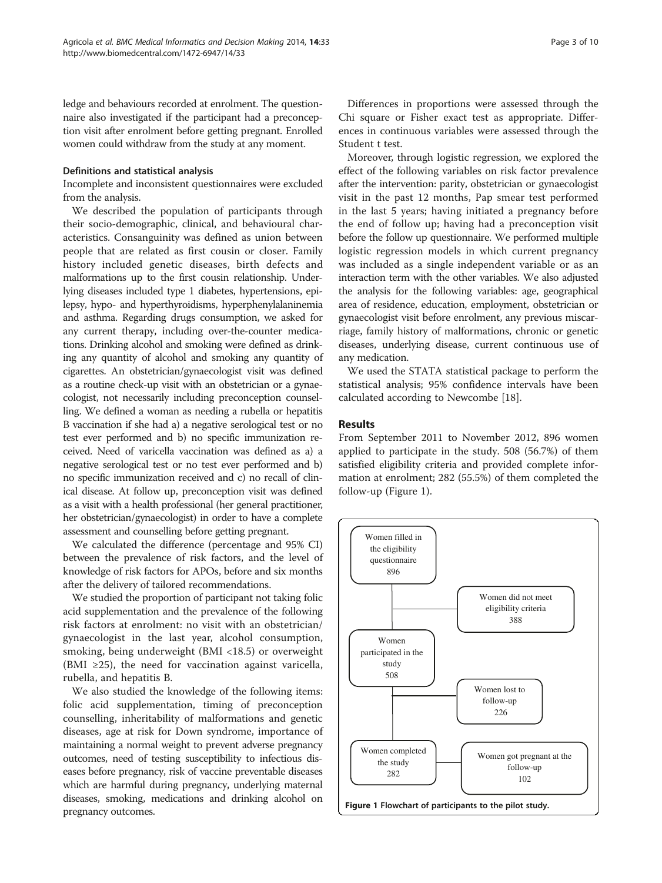ledge and behaviours recorded at enrolment. The questionnaire also investigated if the participant had a preconception visit after enrolment before getting pregnant. Enrolled women could withdraw from the study at any moment.

### Definitions and statistical analysis

Incomplete and inconsistent questionnaires were excluded from the analysis.

We described the population of participants through their socio-demographic, clinical, and behavioural characteristics. Consanguinity was defined as union between people that are related as first cousin or closer. Family history included genetic diseases, birth defects and malformations up to the first cousin relationship. Underlying diseases included type 1 diabetes, hypertensions, epilepsy, hypo- and hyperthyroidisms, hyperphenylalaninemia and asthma. Regarding drugs consumption, we asked for any current therapy, including over-the-counter medications. Drinking alcohol and smoking were defined as drinking any quantity of alcohol and smoking any quantity of cigarettes. An obstetrician/gynaecologist visit was defined as a routine check-up visit with an obstetrician or a gynaecologist, not necessarily including preconception counselling. We defined a woman as needing a rubella or hepatitis B vaccination if she had a) a negative serological test or no test ever performed and b) no specific immunization received. Need of varicella vaccination was defined as a) a negative serological test or no test ever performed and b) no specific immunization received and c) no recall of clinical disease. At follow up, preconception visit was defined as a visit with a health professional (her general practitioner, her obstetrician/gynaecologist) in order to have a complete assessment and counselling before getting pregnant.

We calculated the difference (percentage and 95% CI) between the prevalence of risk factors, and the level of knowledge of risk factors for APOs, before and six months after the delivery of tailored recommendations.

We studied the proportion of participant not taking folic acid supplementation and the prevalence of the following risk factors at enrolment: no visit with an obstetrician/gynaecologist in the last year, alcohol consumption, smoking, being underweight (BMI <18.5) or overweight (BMI ≥25), the need for vaccination against varicella, rubella, and hepatitis B.

We also studied the knowledge of the following items: folic acid supplementation, timing of preconception counselling, inheritability of malformations and genetic diseases, age at risk for Down syndrome, importance of maintaining a normal weight to prevent adverse pregnancy outcomes, need of testing susceptibility to infectious diseases before pregnancy, risk of vaccine preventable diseases which are harmful during pregnancy, underlying maternal diseases, smoking, medications and drinking alcohol on pregnancy outcomes.

Differences in proportions were assessed through the Chi square or Fisher exact test as appropriate. Differences in continuous variables were assessed through the Student t test.

Moreover, through logistic regression, we explored the effect of the following variables on risk factor prevalence after the intervention: parity, obstetrician or gynaecologist visit in the past 12 months, Pap smear test performed in the last 5 years; having initiated a pregnancy before the end of follow up; having had a preconception visit before the follow up questionnaire. We performed multiple logistic regression models in which current pregnancy was included as a single independent variable or as an interaction term with the other variables. We also adjusted the analysis for the following variables: age, geographical area of residence, education, employment, obstetrician or gynaecologist visit before enrolment, any previous miscarriage, family history of malformations, chronic or genetic diseases, underlying disease, current continuous use of any medication.

We used the STATA statistical package to perform the statistical analysis; 95% confidence intervals have been calculated according to Newcombe [18].

## Results

From September 2011 to November 2012, 896 women applied to participate in the study. 508 (56.7%) of them satisfied eligibility criteria and provided complete information at enrolment; 282 (55.5%) of them completed the follow-up (Figure 1).

Figure 1 Flowchart of participants to the pilot study.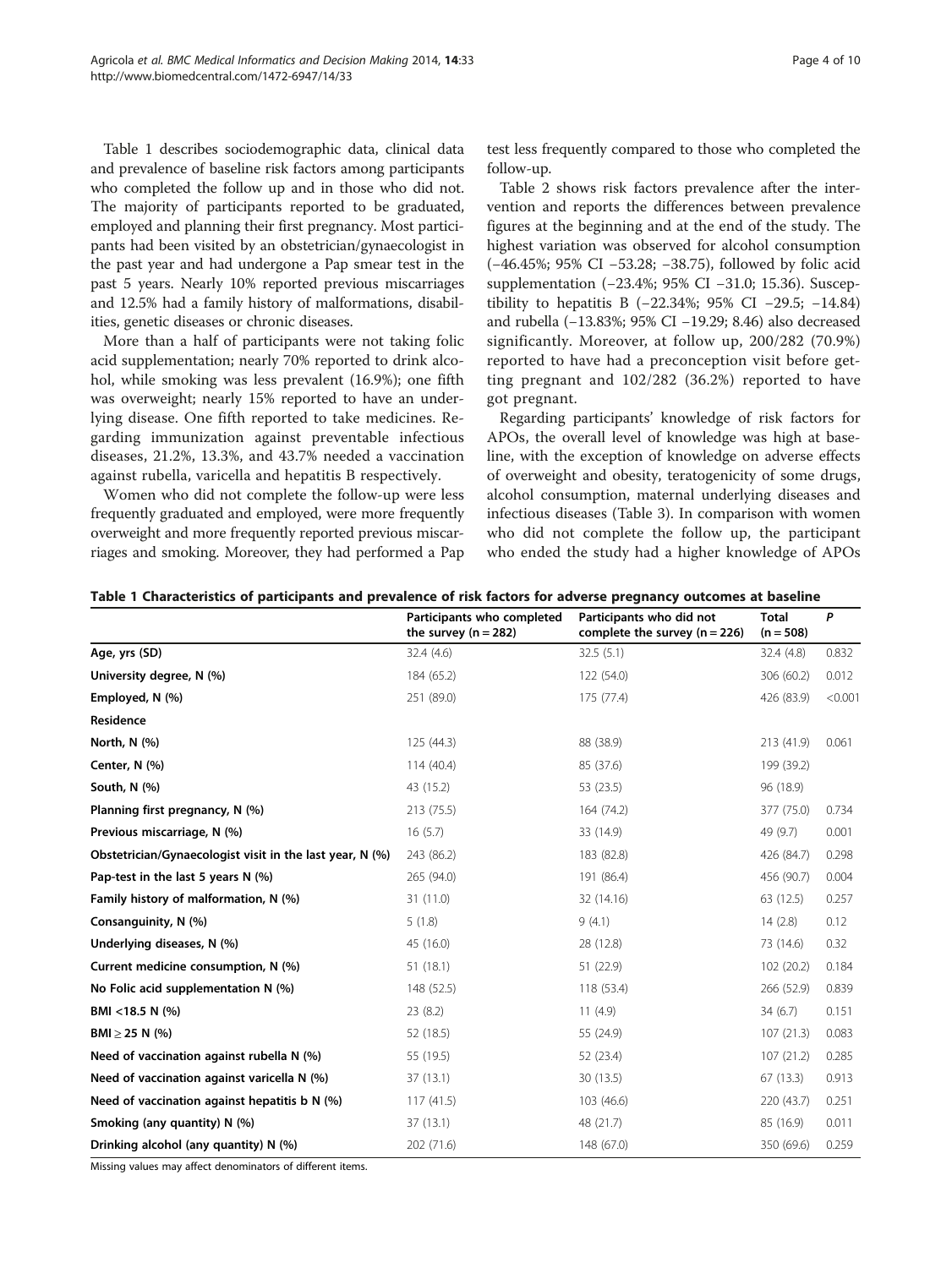Table 1 describes sociodemographic data, clinical data and prevalence of baseline risk factors among participants who completed the follow up and in those who did not. The majority of participants reported to be graduated, employed and planning their first pregnancy. Most participants had been visited by an obstetrician/gynaecologist in the past year and had undergone a Pap smear test in the past 5 years. Nearly 10% reported previous miscarriages and 12.5% had a family history of malformations, disabilities, genetic diseases or chronic diseases.

More than a half of participants were not taking folic acid supplementation; nearly 70% reported to drink alcohol, while smoking was less prevalent (16.9%); one fifth was overweight; nearly 15% reported to have an underlying disease. One fifth reported to take medicines. Regarding immunization against preventable infectious diseases, 21.2%, 13.3%, and 43.7% needed a vaccination against rubella, varicella and hepatitis B respectively.

Women who did not complete the follow-up were less frequently graduated and employed, were more frequently overweight and more frequently reported previous miscarriages and smoking. Moreover, they had performed a Pap test less frequently compared to those who completed the follow-up.

Table 2 shows risk factors prevalence after the intervention and reports the differences between prevalence figures at the beginning and at the end of the study. The highest variation was observed for alcohol consumption (−46.45%; 95% CI −53.28; −38.75), followed by folic acid supplementation (−23.4%; 95% CI −31.0; 15.36). Susceptibility to hepatitis B (−22.34%; 95% CI −29.5; −14.84) and rubella (−13.83%; 95% CI −19.29; 8.46) also decreased significantly. Moreover, at follow up, 200/282 (70.9%) reported to have had a preconception visit before getting pregnant and 102/282 (36.2%) reported to have got pregnant.

Regarding participants' knowledge of risk factors for APOs, the overall level of knowledge was high at baseline, with the exception of knowledge on adverse effects of overweight and obesity, teratogenicity of some drugs, alcohol consumption, maternal underlying diseases and infectious diseases (Table 3). In comparison with women who did not complete the follow up, the participant who ended the study had a higher knowledge of APOs

**Table 1 Characteristics of participants and prevalence of risk factors for adverse pregnancy outcomes at baseline**

| | Participants who completed the survey (n = 282) | Participants who did not complete the survey (n = 226) | Total (n = 508) | *P* |
|---|---|---|---|---|
| **Age, yrs (SD)** | 32.4 (4.6) | 32.5 (5.1) | 32.4 (4.8) | 0.832 |
| **University degree, N (%)** | 184 (65.2) | 122 (54.0) | 306 (60.2) | 0.012 |
| **Employed, N (%)** | 251 (89.0) | 175 (77.4) | 426 (83.9) | <0.001 |
| **Residence** | | | | |
| **North, N (%)** | 125 (44.3) | 88 (38.9) | 213 (41.9) | 0.061 |
| **Center, N (%)** | 114 (40.4) | 85 (37.6) | 199 (39.2) | |
| **South, N (%)** | 43 (15.2) | 53 (23.5) | 96 (18.9) | |
| **Planning first pregnancy, N (%)** | 213 (75.5) | 164 (74.2) | 377 (75.0) | 0.734 |
| **Previous miscarriage, N (%)** | 16 (5.7) | 33 (14.9) | 49 (9.7) | 0.001 |
| **Obstetrician/Gynaecologist visit in the last year, N (%)** | 243 (86.2) | 183 (82.8) | 426 (84.7) | 0.298 |
| **Pap-test in the last 5 years N (%)** | 265 (94.0) | 191 (86.4) | 456 (90.7) | 0.004 |
| **Family history of malformation, N (%)** | 31 (11.0) | 32 (14.16) | 63 (12.5) | 0.257 |
| **Consanguinity, N (%)** | 5 (1.8) | 9 (4.1) | 14 (2.8) | 0.12 |
| **Underlying diseases, N (%)** | 45 (16.0) | 28 (12.8) | 73 (14.6) | 0.32 |
| **Current medicine consumption, N (%)** | 51 (18.1) | 51 (22.9) | 102 (20.2) | 0.184 |
| **No Folic acid supplementation N (%)** | 148 (52.5) | 118 (53.4) | 266 (52.9) | 0.839 |
| **BMI <18.5 N (%)** | 23 (8.2) | 11 (4.9) | 34 (6.7) | 0.151 |
| **BMI ≥ 25 N (%)** | 52 (18.5) | 55 (24.9) | 107 (21.3) | 0.083 |
| **Need of vaccination against rubella N (%)** | 55 (19.5) | 52 (23.4) | 107 (21.2) | 0.285 |
| **Need of vaccination against varicella N (%)** | 37 (13.1) | 30 (13.5) | 67 (13.3) | 0.913 |
| **Need of vaccination against hepatitis b N (%)** | 117 (41.5) | 103 (46.6) | 220 (43.7) | 0.251 |
| **Smoking (any quantity) N (%)** | 37 (13.1) | 48 (21.7) | 85 (16.9) | 0.011 |
| **Drinking alcohol (any quantity) N (%)** | 202 (71.6) | 148 (67.0) | 350 (69.6) | 0.259 |

Missing values may affect denominators of different items.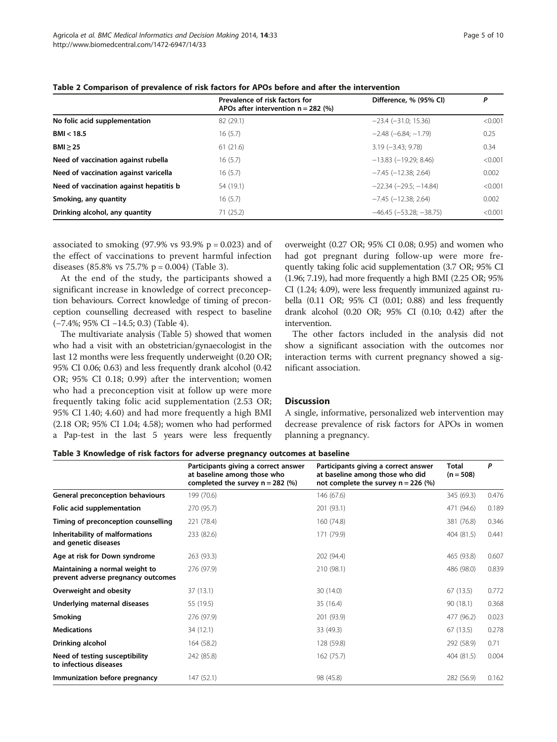**Table 2 Comparison of prevalence of risk factors for APOs before and after the intervention**

| | Prevalence of risk factors for APOs after intervention n = 282 (%) | Difference, % (95% CI) | P |
|---|---|---|---|
| **No folic acid supplementation** | 82 (29.1) | −23.4 (−31.0; 15.36) | <0.001 |
| **BMI < 18.5** | 16 (5.7) | −2.48 (−6.84; −1.79) | 0.25 |
| **BMI ≥ 25** | 61 (21.6) | 3.19 (−3.43; 9.78) | 0.34 |
| **Need of vaccination against rubella** | 16 (5.7) | −13.83 (−19.29; 8.46) | <0.001 |
| **Need of vaccination against varicella** | 16 (5.7) | −7.45 (−12.38; 2.64) | 0.002 |
| **Need of vaccination against hepatitis b** | 54 (19.1) | −22.34 (−29.5; −14.84) | <0.001 |
| **Smoking, any quantity** | 16 (5.7) | −7.45 (−12.38; 2.64) | 0.002 |
| **Drinking alcohol, any quantity** | 71 (25.2) | −46.45 (−53.28; −38.75) | <0.001 |

associated to smoking (97.9% vs 93.9% p = 0.023) and of the effect of vaccinations to prevent harmful infection diseases (85.8% vs 75.7% p = 0.004) (Table 3).

At the end of the study, the participants showed a significant increase in knowledge of correct preconception behaviours. Correct knowledge of timing of preconception counselling decreased with respect to baseline (−7.4%; 95% CI −14.5; 0.3) (Table 4).

The multivariate analysis (Table 5) showed that women who had a visit with an obstetrician/gynaecologist in the last 12 months were less frequently underweight (0.20 OR; 95% CI 0.06; 0.63) and less frequently drank alcohol (0.42 OR; 95% CI 0.18; 0.99) after the intervention; women who had a preconception visit at follow up were more frequently taking folic acid supplementation (2.53 OR; 95% CI 1.40; 4.60) and had more frequently a high BMI (2.18 OR; 95% CI 1.04; 4.58); women who had performed a Pap-test in the last 5 years were less frequently overweight (0.27 OR; 95% CI 0.08; 0.95) and women who had got pregnant during follow-up were more frequently taking folic acid supplementation (3.7 OR; 95% CI (1.96; 7.19), had more frequently a high BMI (2.25 OR; 95% CI (1.24; 4.09), were less frequently immunized against rubella (0.11 OR; 95% CI (0.01; 0.88) and less frequently drank alcohol (0.20 OR; 95% CI (0.10; 0.42) after the intervention.

The other factors included in the analysis did not show a significant association with the outcomes nor interaction terms with current pregnancy showed a significant association.

## Discussion

A single, informative, personalized web intervention may decrease prevalence of risk factors for APOs in women planning a pregnancy.

**Table 3 Knowledge of risk factors for adverse pregnancy outcomes at baseline**

| | Participants giving a correct answer at baseline among those who completed the survey n = 282 (%) | Participants giving a correct answer at baseline among those who did not complete the survey n = 226 (%) | Total (n = 508) | P |
|---|---|---|---|---|
| **General preconception behaviours** | 199 (70.6) | 146 (67.6) | 345 (69.3) | 0.476 |
| **Folic acid supplementation** | 270 (95.7) | 201 (93.1) | 471 (94.6) | 0.189 |
| **Timing of preconception counselling** | 221 (78.4) | 160 (74.8) | 381 (76.8) | 0.346 |
| **Inheritability of malformations and genetic diseases** | 233 (82.6) | 171 (79.9) | 404 (81.5) | 0.441 |
| **Age at risk for Down syndrome** | 263 (93.3) | 202 (94.4) | 465 (93.8) | 0.607 |
| **Maintaining a normal weight to prevent adverse pregnancy outcomes** | 276 (97.9) | 210 (98.1) | 486 (98.0) | 0.839 |
| **Overweight and obesity** | 37 (13.1) | 30 (14.0) | 67 (13.5) | 0.772 |
| **Underlying maternal diseases** | 55 (19.5) | 35 (16.4) | 90 (18.1) | 0.368 |
| **Smoking** | 276 (97.9) | 201 (93.9) | 477 (96.2) | 0.023 |
| **Medications** | 34 (12.1) | 33 (49.3) | 67 (13.5) | 0.278 |
| **Drinking alcohol** | 164 (58.2) | 128 (59.8) | 292 (58.9) | 0.71 |
| **Need of testing susceptibility to infectious diseases** | 242 (85.8) | 162 (75.7) | 404 (81.5) | 0.004 |
| **Immunization before pregnancy** | 147 (52.1) | 98 (45.8) | 282 (56.9) | 0.162 |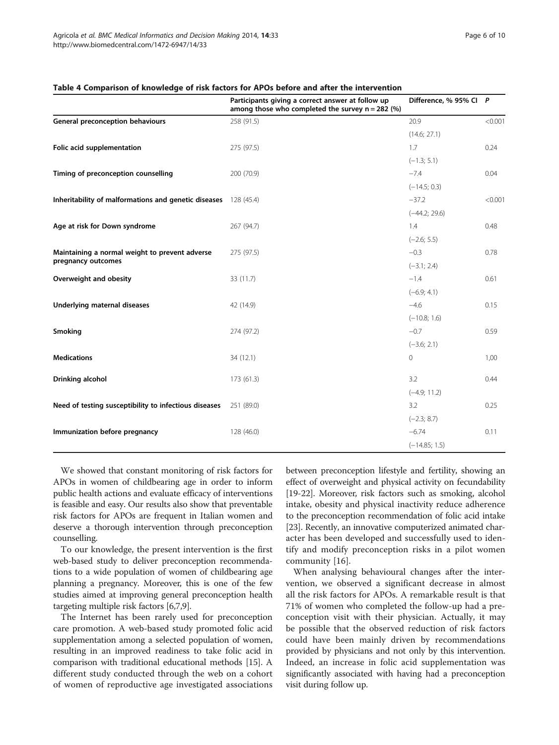**Table 4 Comparison of knowledge of risk factors for APOs before and after the intervention**

| | Participants giving a correct answer at follow up among those who completed the survey n = 282 (%) | Difference, % 95% CI | P |
|---|---|---|---|
| **General preconception behaviours** | 258 (91.5) | 20.9 (14.6; 27.1) | <0.001 |
| **Folic acid supplementation** | 275 (97.5) | 1.7 (−1.3; 5.1) | 0.24 |
| **Timing of preconception counselling** | 200 (70.9) | −7.4 (−14.5; 0.3) | 0.04 |
| **Inheritability of malformations and genetic diseases** | 128 (45.4) | −37.2 (−44.2; 29.6) | <0.001 |
| **Age at risk for Down syndrome** | 267 (94.7) | 1.4 (−2.6; 5.5) | 0.48 |
| **Maintaining a normal weight to prevent adverse pregnancy outcomes** | 275 (97.5) | −0.3 (−3.1; 2.4) | 0.78 |
| **Overweight and obesity** | 33 (11.7) | −1.4 (−6.9; 4.1) | 0.61 |
| **Underlying maternal diseases** | 42 (14.9) | −4.6 (−10.8; 1.6) | 0.15 |
| **Smoking** | 274 (97.2) | −0.7 (−3.6; 2.1) | 0.59 |
| **Medications** | 34 (12.1) | 0 | 1,00 |
| **Drinking alcohol** | 173 (61.3) | 3.2 (−4.9; 11.2) | 0.44 |
| **Need of testing susceptibility to infectious diseases** | 251 (89.0) | 3.2 (−2.3; 8.7) | 0.25 |
| **Immunization before pregnancy** | 128 (46.0) | −6.74 (−14.85; 1.5) | 0.11 |

We showed that constant monitoring of risk factors for APOs in women of childbearing age in order to inform public health actions and evaluate efficacy of interventions is feasible and easy. Our results also show that preventable risk factors for APOs are frequent in Italian women and deserve a thorough intervention through preconception counselling.

To our knowledge, the present intervention is the first web-based study to deliver preconception recommendations to a wide population of women of childbearing age planning a pregnancy. Moreover, this is one of the few studies aimed at improving general preconception health targeting multiple risk factors [6,7,9].

The Internet has been rarely used for preconception care promotion. A web-based study promoted folic acid supplementation among a selected population of women, resulting in an improved readiness to take folic acid in comparison with traditional educational methods [15]. A different study conducted through the web on a cohort of women of reproductive age investigated associations between preconception lifestyle and fertility, showing an effect of overweight and physical activity on fecundability [19-22]. Moreover, risk factors such as smoking, alcohol intake, obesity and physical inactivity reduce adherence to the preconception recommendation of folic acid intake [23]. Recently, an innovative computerized animated character has been developed and successfully used to identify and modify preconception risks in a pilot women community [16].

When analysing behavioural changes after the intervention, we observed a significant decrease in almost all the risk factors for APOs. A remarkable result is that 71% of women who completed the follow-up had a preconception visit with their physician. Actually, it may be possible that the observed reduction of risk factors could have been mainly driven by recommendations provided by physicians and not only by this intervention. Indeed, an increase in folic acid supplementation was significantly associated with having had a preconception visit during follow up.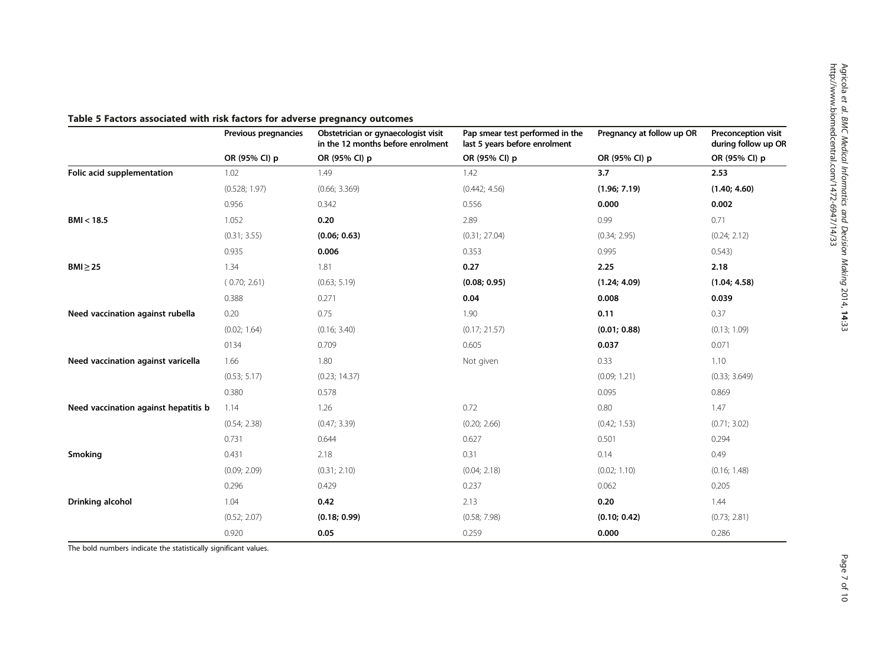**Table 5 Factors associated with risk factors for adverse pregnancy outcomes**

| | Previous pregnancies | Obstetrician or gynaecologist visit in the 12 months before enrolment | Pap smear test performed in the last 5 years before enrolment | Pregnancy at follow up OR | Preconception visit during follow up OR |
|---|---|---|---|---|---|
| | OR (95% CI) p | OR (95% CI) p | OR (95% CI) p | OR (95% CI) p | OR (95% CI) p |
| **Folic acid supplementation** | 1.02 | 1.49 | 1.42 | **3.7** | **2.53** |
| | (0.528; 1.97) | (0.66; 3.369) | (0.442; 4.56) | **(1.96; 7.19)** | **(1.40; 4.60)** |
| | 0.956 | 0.342 | 0.556 | **0.000** | **0.002** |
| **BMI < 18.5** | 1.052 | **0.20** | 2.89 | 0.99 | 0.71 |
| | (0.31; 3.55) | **(0.06; 0.63)** | (0.31; 27.04) | (0.34; 2.95) | (0.24; 2.12) |
| | 0.935 | **0.006** | 0.353 | 0.995 | 0.543) |
| **BMI ≥ 25** | 1.34 | 1.81 | **0.27** | **2.25** | **2.18** |
| | ( 0.70; 2.61) | (0.63; 5.19) | **(0.08; 0.95)** | **(1.24; 4.09)** | **(1.04; 4.58)** |
| | 0.388 | 0.271 | **0.04** | **0.008** | **0.039** |
| **Need vaccination against rubella** | 0.20 | 0.75 | 1.90 | **0.11** | 0.37 |
| | (0.02; 1.64) | (0.16; 3.40) | (0.17; 21.57) | **(0.01; 0.88)** | (0.13; 1.09) |
| | 0134 | 0.709 | 0.605 | **0.037** | 0.071 |
| **Need vaccination against varicella** | 1.66 | 1.80 | Not given | 0.33 | 1.10 |
| | (0.53; 5.17) | (0.23; 14.37) | | (0.09; 1.21) | (0.33; 3.649) |
| | 0.380 | 0.578 | | 0.095 | 0.869 |
| **Need vaccination against hepatitis b** | 1.14 | 1.26 | 0.72 | 0.80 | 1.47 |
| | (0.54; 2.38) | (0.47; 3.39) | (0.20; 2.66) | (0.42; 1.53) | (0.71; 3.02) |
| | 0.731 | 0.644 | 0.627 | 0.501 | 0.294 |
| **Smoking** | 0.431 | 2.18 | 0.31 | 0.14 | 0.49 |
| | (0.09; 2.09) | (0.31; 2.10) | (0.04; 2.18) | (0.02; 1.10) | (0.16; 1.48) |
| | 0.296 | 0.429 | 0.237 | 0.062 | 0.205 |
| **Drinking alcohol** | 1.04 | **0.42** | 2.13 | **0.20** | 1.44 |
| | (0.52; 2.07) | **(0.18; 0.99)** | (0.58; 7.98) | **(0.10; 0.42)** | (0.73; 2.81) |
| | 0.920 | **0.05** | 0.259 | **0.000** | 0.286 |

The bold numbers indicate the statistically significant values.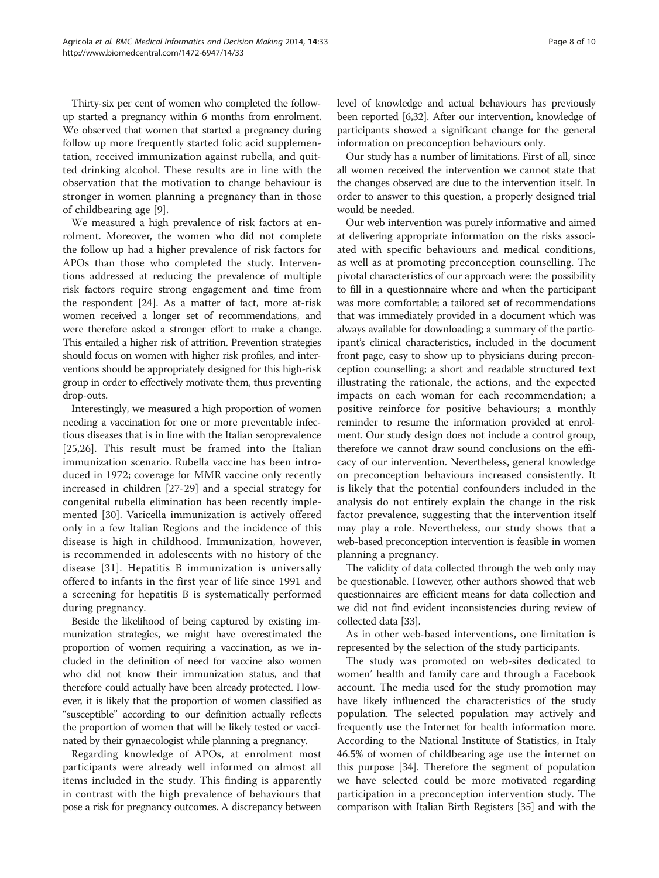Thirty-six per cent of women who completed the follow-up started a pregnancy within 6 months from enrolment. We observed that women that started a pregnancy during follow up more frequently started folic acid supplementation, received immunization against rubella, and quitted drinking alcohol. These results are in line with the observation that the motivation to change behaviour is stronger in women planning a pregnancy than in those of childbearing age [9].

We measured a high prevalence of risk factors at enrolment. Moreover, the women who did not complete the follow up had a higher prevalence of risk factors for APOs than those who completed the study. Interventions addressed at reducing the prevalence of multiple risk factors require strong engagement and time from the respondent [24]. As a matter of fact, more at-risk women received a longer set of recommendations, and were therefore asked a stronger effort to make a change. This entailed a higher risk of attrition. Prevention strategies should focus on women with higher risk profiles, and interventions should be appropriately designed for this high-risk group in order to effectively motivate them, thus preventing drop-outs.

Interestingly, we measured a high proportion of women needing a vaccination for one or more preventable infectious diseases that is in line with the Italian seroprevalence [25,26]. This result must be framed into the Italian immunization scenario. Rubella vaccine has been introduced in 1972; coverage for MMR vaccine only recently increased in children [27-29] and a special strategy for congenital rubella elimination has been recently implemented [30]. Varicella immunization is actively offered only in a few Italian Regions and the incidence of this disease is high in childhood. Immunization, however, is recommended in adolescents with no history of the disease [31]. Hepatitis B immunization is universally offered to infants in the first year of life since 1991 and a screening for hepatitis B is systematically performed during pregnancy.

Beside the likelihood of being captured by existing immunization strategies, we might have overestimated the proportion of women requiring a vaccination, as we included in the definition of need for vaccine also women who did not know their immunization status, and that therefore could actually have been already protected. However, it is likely that the proportion of women classified as "susceptible" according to our definition actually reflects the proportion of women that will be likely tested or vaccinated by their gynaecologist while planning a pregnancy.

Regarding knowledge of APOs, at enrolment most participants were already well informed on almost all items included in the study. This finding is apparently in contrast with the high prevalence of behaviours that pose a risk for pregnancy outcomes. A discrepancy between level of knowledge and actual behaviours has previously been reported [6,32]. After our intervention, knowledge of participants showed a significant change for the general information on preconception behaviours only.

Our study has a number of limitations. First of all, since all women received the intervention we cannot state that the changes observed are due to the intervention itself. In order to answer to this question, a properly designed trial would be needed.

Our web intervention was purely informative and aimed at delivering appropriate information on the risks associated with specific behaviours and medical conditions, as well as at promoting preconception counselling. The pivotal characteristics of our approach were: the possibility to fill in a questionnaire where and when the participant was more comfortable; a tailored set of recommendations that was immediately provided in a document which was always available for downloading; a summary of the participant's clinical characteristics, included in the document front page, easy to show up to physicians during preconception counselling; a short and readable structured text illustrating the rationale, the actions, and the expected impacts on each woman for each recommendation; a positive reinforce for positive behaviours; a monthly reminder to resume the information provided at enrolment. Our study design does not include a control group, therefore we cannot draw sound conclusions on the efficacy of our intervention. Nevertheless, general knowledge on preconception behaviours increased consistently. It is likely that the potential confounders included in the analysis do not entirely explain the change in the risk factor prevalence, suggesting that the intervention itself may play a role. Nevertheless, our study shows that a web-based preconception intervention is feasible in women planning a pregnancy.

The validity of data collected through the web only may be questionable. However, other authors showed that web questionnaires are efficient means for data collection and we did not find evident inconsistencies during review of collected data [33].

As in other web-based interventions, one limitation is represented by the selection of the study participants.

The study was promoted on web-sites dedicated to women' health and family care and through a Facebook account. The media used for the study promotion may have likely influenced the characteristics of the study population. The selected population may actively and frequently use the Internet for health information more. According to the National Institute of Statistics, in Italy 46.5% of women of childbearing age use the internet on this purpose [34]. Therefore the segment of population we have selected could be more motivated regarding participation in a preconception intervention study. The comparison with Italian Birth Registers [35] and with the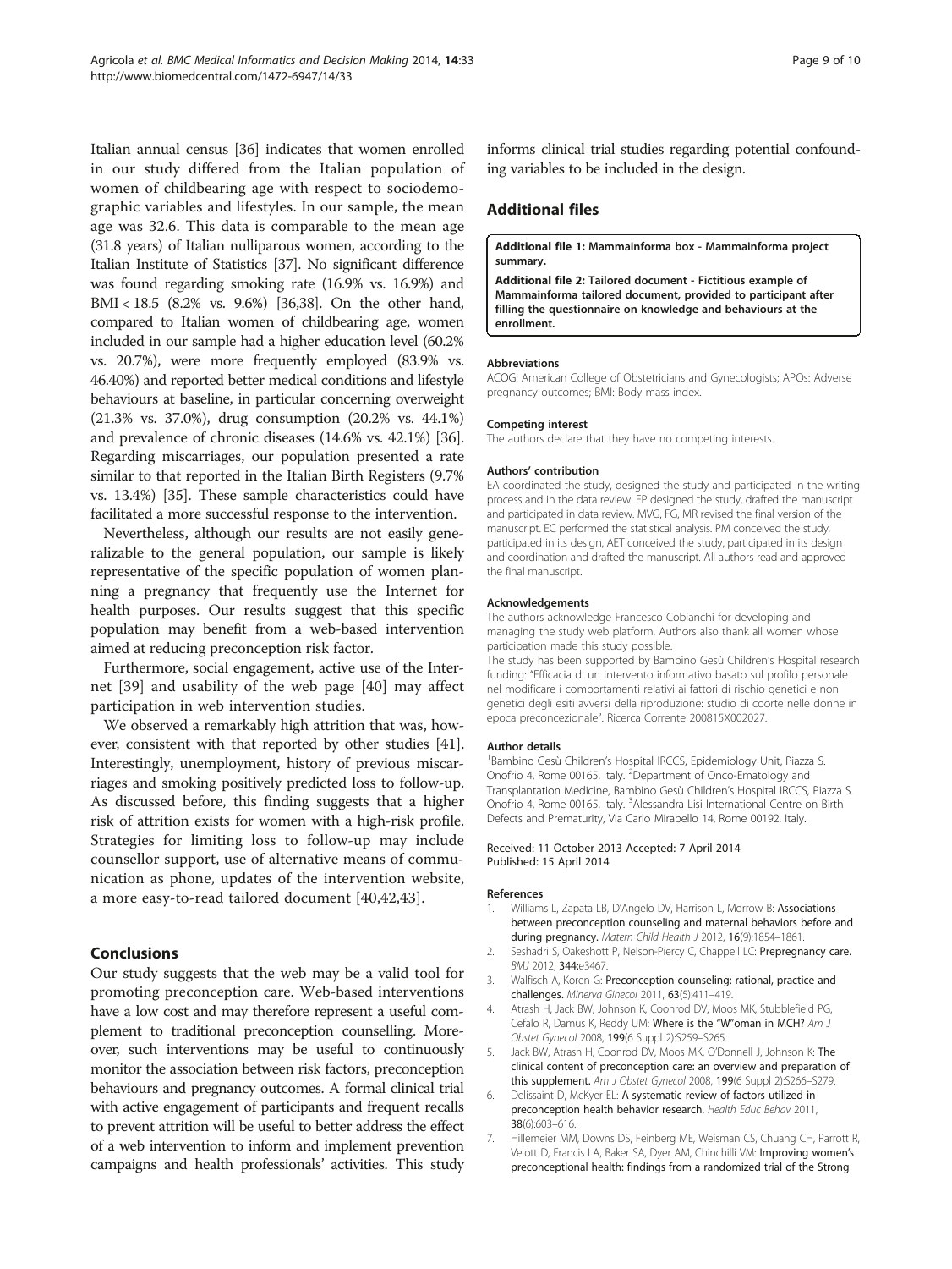Italian annual census [36] indicates that women enrolled in our study differed from the Italian population of women of childbearing age with respect to sociodemographic variables and lifestyles. In our sample, the mean age was 32.6. This data is comparable to the mean age (31.8 years) of Italian nulliparous women, according to the Italian Institute of Statistics [37]. No significant difference was found regarding smoking rate (16.9% vs. 16.9%) and BMI < 18.5 (8.2% vs. 9.6%) [36,38]. On the other hand, compared to Italian women of childbearing age, women included in our sample had a higher education level (60.2% vs. 20.7%), were more frequently employed (83.9% vs. 46.40%) and reported better medical conditions and lifestyle behaviours at baseline, in particular concerning overweight (21.3% vs. 37.0%), drug consumption (20.2% vs. 44.1%) and prevalence of chronic diseases (14.6% vs. 42.1%) [36]. Regarding miscarriages, our population presented a rate similar to that reported in the Italian Birth Registers (9.7% vs. 13.4%) [35]. These sample characteristics could have facilitated a more successful response to the intervention.

Nevertheless, although our results are not easily generalizable to the general population, our sample is likely representative of the specific population of women planning a pregnancy that frequently use the Internet for health purposes. Our results suggest that this specific population may benefit from a web-based intervention aimed at reducing preconception risk factor.

Furthermore, social engagement, active use of the Internet [39] and usability of the web page [40] may affect participation in web intervention studies.

We observed a remarkably high attrition that was, however, consistent with that reported by other studies [41]. Interestingly, unemployment, history of previous miscarriages and smoking positively predicted loss to follow-up. As discussed before, this finding suggests that a higher risk of attrition exists for women with a high-risk profile. Strategies for limiting loss to follow-up may include counsellor support, use of alternative means of communication as phone, updates of the intervention website, a more easy-to-read tailored document [40,42,43].

## Conclusions

Our study suggests that the web may be a valid tool for promoting preconception care. Web-based interventions have a low cost and may therefore represent a useful complement to traditional preconception counselling. Moreover, such interventions may be useful to continuously monitor the association between risk factors, preconception behaviours and pregnancy outcomes. A formal clinical trial with active engagement of participants and frequent recalls to prevent attrition will be useful to better address the effect of a web intervention to inform and implement prevention campaigns and health professionals' activities. This study informs clinical trial studies regarding potential confounding variables to be included in the design.

## Additional files

**Additional file 1: Mammainforma box - Mammainforma project summary.**

**Additional file 2: Tailored document - Fictitious example of Mammainforma tailored document, provided to participant after filling the questionnaire on knowledge and behaviours at the enrollment.**

#### Abbreviations

ACOG: American College of Obstetricians and Gynecologists; APOs: Adverse pregnancy outcomes; BMI: Body mass index.

#### Competing interest

The authors declare that they have no competing interests.

#### Authors' contribution

EA coordinated the study, designed the study and participated in the writing process and in the data review. EP designed the study, drafted the manuscript and participated in data review. MVG, FG, MR revised the final version of the manuscript. EC performed the statistical analysis. PM conceived the study, participated in its design, AET conceived the study, participated in its design and coordination and drafted the manuscript. All authors read and approved the final manuscript.

#### Acknowledgements

The authors acknowledge Francesco Cobianchi for developing and managing the study web platform. Authors also thank all women whose participation made this study possible.

The study has been supported by Bambino Gesù Children's Hospital research funding: "Efficacia di un intervento informativo basato sul profilo personale nel modificare i comportamenti relativi ai fattori di rischio genetici e non genetici degli esiti avversi della riproduzione: studio di coorte nelle donne in epoca preconcezionale". Ricerca Corrente 200815X002027.

#### Author details

[1]Bambino Gesù Children's Hospital IRCCS, Epidemiology Unit, Piazza S. Onofrio 4, Rome 00165, Italy. [2]Department of Onco-Ematology and Transplantation Medicine, Bambino Gesù Children's Hospital IRCCS, Piazza S. Onofrio 4, Rome 00165, Italy. [3]Alessandra Lisi International Centre on Birth Defects and Prematurity, Via Carlo Mirabello 14, Rome 00192, Italy.

Received: 11 October 2013 Accepted: 7 April 2014
Published: 15 April 2014

#### References

1. Williams L, Zapata LB, D'Angelo DV, Harrison L, Morrow B: **Associations between preconception counseling and maternal behaviors before and during pregnancy.** *Matern Child Health J* 2012, **16**(9):1854–1861.
2. Seshadri S, Oakeshott P, Nelson-Piercy C, Chappell LC: **Prepregnancy care.** *BMJ* 2012, **344**:e3467.
3. Walfisch A, Koren G: **Preconception counseling: rational, practice and challenges.** *Minerva Ginecol* 2011, **63**(5):411–419.
4. Atrash H, Jack BW, Johnson K, Coonrod DV, Moos MK, Stubblefield PG, Cefalo R, Damus K, Reddy UM: **Where is the "W"oman in MCH?** *Am J Obstet Gynecol* 2008, **199**(6 Suppl 2):S259–S265.
5. Jack BW, Atrash H, Coonrod DV, Moos MK, O'Donnell J, Johnson K: **The clinical content of preconception care: an overview and preparation of this supplement.** *Am J Obstet Gynecol* 2008, **199**(6 Suppl 2):S266–S279.
6. Delissaint D, McKyer EL: **A systematic review of factors utilized in preconception health behavior research.** *Health Educ Behav* 2011, **38**(6):603–616.
7. Hillemeier MM, Downs DS, Feinberg ME, Weisman CS, Chuang CH, Parrott R, Velott D, Francis LA, Baker SA, Dyer AM, Chinchilli VM: **Improving women's preconceptional health: findings from a randomized trial of the Strong**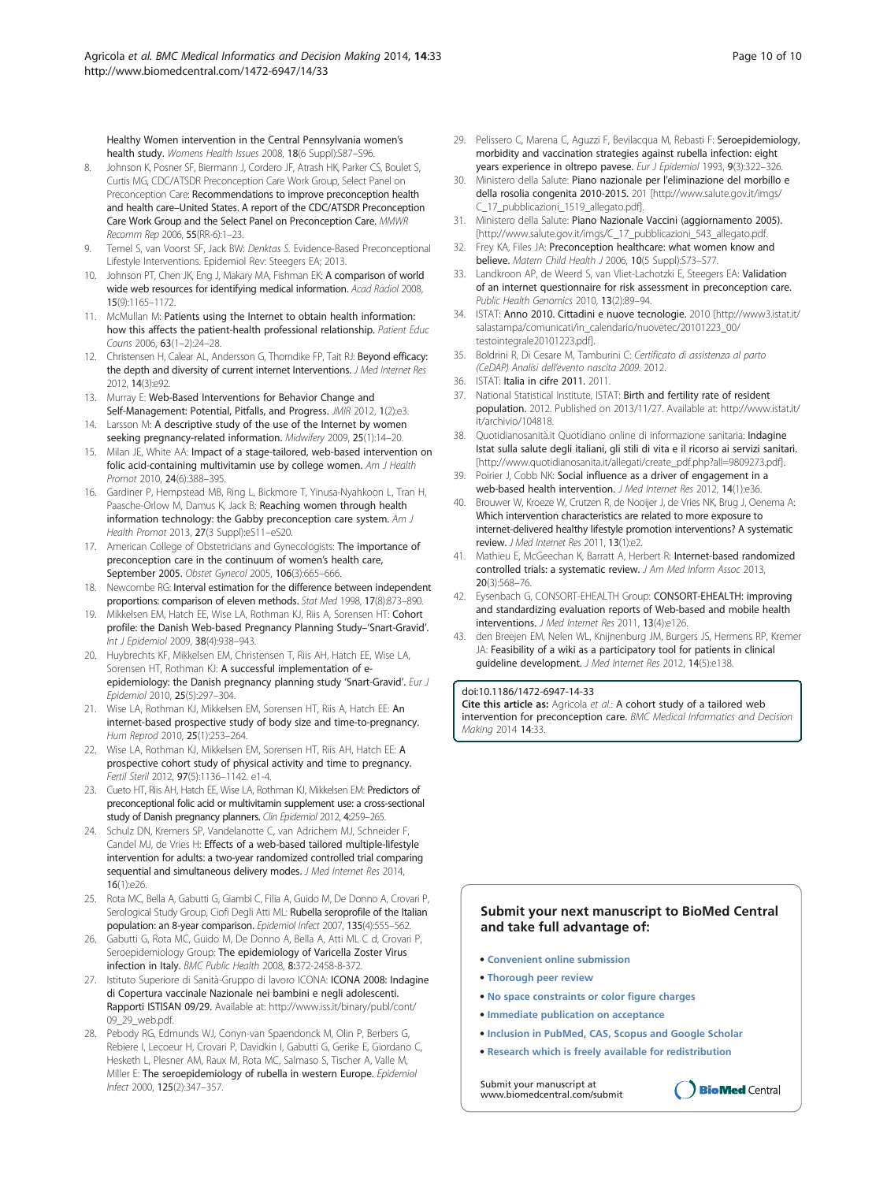Healthy Women intervention in the Central Pennsylvania women's health study. *Womens Health Issues* 2008, **18**(6 Suppl):S87–S96.

8. Johnson K, Posner SF, Biermann J, Cordero JF, Atrash HK, Parker CS, Boulet S, Curtis MG, CDC/ATSDR Preconception Care Work Group, Select Panel on Preconception Care: **Recommendations to improve preconception health and health care–United States. A report of the CDC/ATSDR Preconception Care Work Group and the Select Panel on Preconception Care.** *MMWR Recomm Rep* 2006, **55**(RR-6):1–23.
9. Temel S, van Voorst SF, Jack BW: *Denktas S*. Evidence-Based Preconceptional Lifestyle Interventions. Epidemiol Rev: Steegers EA; 2013.
10. Johnson PT, Chen JK, Eng J, Makary MA, Fishman EK: **A comparison of world wide web resources for identifying medical information.** *Acad Radiol* 2008, **15**(9):1165–1172.
11. McMullan M: **Patients using the Internet to obtain health information: how this affects the patient-health professional relationship.** *Patient Educ Couns* 2006, **63**(1–2):24–28.
12. Christensen H, Calear AL, Andersson G, Thorndike FP, Tait RJ: **Beyond efficacy: the depth and diversity of current internet Interventions.** *J Med Internet Res* 2012, **14**(3):e92.
13. Murray E: **Web-Based Interventions for Behavior Change and Self-Management: Potential, Pitfalls, and Progress.** *JMIR* 2012, **1**(2):e3.
14. Larsson M: **A descriptive study of the use of the Internet by women seeking pregnancy-related information.** *Midwifery* 2009, **25**(1):14–20.
15. Milan JE, White AA: **Impact of a stage-tailored, web-based intervention on folic acid-containing multivitamin use by college women.** *Am J Health Promot* 2010, **24**(6):388–395.
16. Gardiner P, Hempstead MB, Ring L, Bickmore T, Yinusa-Nyahkoon L, Tran H, Paasche-Orlow M, Damus K, Jack B: **Reaching women through health information technology: the Gabby preconception care system.** *Am J Health Promot* 2013, **27**(3 Suppl):eS11–eS20.
17. American College of Obstetricians and Gynecologists: **The importance of preconception care in the continuum of women's health care, September 2005.** *Obstet Gynecol* 2005, **106**(3):665–666.
18. Newcombe RG: **Interval estimation for the difference between independent proportions: comparison of eleven methods.** *Stat Med* 1998, **17**(8):873–890.
19. Mikkelsen EM, Hatch EE, Wise LA, Rothman KJ, Riis A, Sorensen HT: **Cohort profile: the Danish Web-based Pregnancy Planning Study–'Snart-Gravid'.** *Int J Epidemiol* 2009, **38**(4):938–943.
20. Huybrechts KF, Mikkelsen EM, Christensen T, Riis AH, Hatch EE, Wise LA, Sorensen HT, Rothman KJ: **A successful implementation of e-epidemiology: the Danish pregnancy planning study 'Snart-Gravid'.** *Eur J Epidemiol* 2010, **25**(5):297–304.
21. Wise LA, Rothman KJ, Mikkelsen EM, Sorensen HT, Riis A, Hatch EE: **An internet-based prospective study of body size and time-to-pregnancy.** *Hum Reprod* 2010, **25**(1):253–264.
22. Wise LA, Rothman KJ, Mikkelsen EM, Sorensen HT, Riis AH, Hatch EE: **A prospective cohort study of physical activity and time to pregnancy.** *Fertil Steril* 2012, **97**(5):1136–1142. e1-4.
23. Cueto HT, Riis AH, Hatch EE, Wise LA, Rothman KJ, Mikkelsen EM: **Predictors of preconceptional folic acid or multivitamin supplement use: a cross-sectional study of Danish pregnancy planners.** *Clin Epidemiol* 2012, **4**:259–265.
24. Schulz DN, Kremers SP, Vandelanotte C, van Adrichem MJ, Schneider F, Candel MJ, de Vries H: **Effects of a web-based tailored multiple-lifestyle intervention for adults: a two-year randomized controlled trial comparing sequential and simultaneous delivery modes.** *J Med Internet Res* 2014, **16**(1):e26.
25. Rota MC, Bella A, Gabutti G, Giambi C, Filia A, Guido M, De Donno A, Crovari P, Serological Study Group, Ciofi Degli Atti ML: **Rubella seroprofile of the Italian population: an 8-year comparison.** *Epidemiol Infect* 2007, **135**(4):555–562.
26. Gabutti G, Rota MC, Guido M, De Donno A, Bella A, Atti ML C d, Crovari P, Seroepidemiology Group: **The epidemiology of Varicella Zoster Virus infection in Italy.** *BMC Public Health* 2008, **8**:372-2458-8-372.
27. Istituto Superiore di Sanità-Gruppo di lavoro ICONA: **ICONA 2008: Indagine di Copertura vaccinale Nazionale nei bambini e negli adolescenti. Rapporti ISTISAN 09/29.** Available at: http://www.iss.it/binary/publ/cont/09_29_web.pdf.
28. Pebody RG, Edmunds WJ, Conyn-van Spaendonck M, Olin P, Berbers G, Rebiere I, Lecoeur H, Crovari P, Davidkin I, Gabutti G, Gerike E, Giordano C, Hesketh L, Plesner AM, Raux M, Rota MC, Salmaso S, Tischer A, Valle M, Miller E: **The seroepidemiology of rubella in western Europe.** *Epidemiol Infect* 2000, **125**(2):347–357.
29. Pelissero C, Marena C, Aguzzi F, Bevilacqua M, Rebasti F: **Seroepidemiology, morbidity and vaccination strategies against rubella infection: eight years experience in oltrepo pavese.** *Eur J Epidemiol* 1993, **9**(3):322–326.
30. Ministero della Salute: **Piano nazionale per l'eliminazione del morbillo e della rosolia congenita 2010-2015.** 201 [http://www.salute.gov.it/imgs/C_17_pubblicazioni_1519_allegato.pdf].
31. Ministero della Salute: **Piano Nazionale Vaccini (aggiornamento 2005).** [http://www.salute.gov.it/imgs/C_17_pubblicazioni_543_allegato.pdf.
32. Frey KA, Files JA: **Preconception healthcare: what women know and believe.** *Matern Child Health J* 2006, **10**(5 Suppl):S73–S77.
33. Landkroon AP, de Weerd S, van Vliet-Lachotzki E, Steegers EA: **Validation of an internet questionnaire for risk assessment in preconception care.** *Public Health Genomics* 2010, **13**(2):89–94.
34. ISTAT: **Anno 2010. Cittadini e nuove tecnologie.** 2010 [http://www3.istat.it/salastampa/comunicati/in_calendario/nuovetec/20101223_00/testointegrale20101223.pdf].
35. Boldrini R, Di Cesare M, Tamburini C: *Certificato di assistenza al parto (CeDAP) Analisi dell'evento nascita 2009.* 2012.
36. ISTAT: **Italia in cifre 2011.** 2011.
37. National Statistical Institute, ISTAT: **Birth and fertility rate of resident population.** 2012. Published on 2013/11/27. Available at: http://www.istat.it/it/archivio/104818.
38. Quotidianosanità.it Quotidiano online di informazione sanitaria: **Indagine Istat sulla salute degli italiani, gli stili di vita e il ricorso ai servizi sanitari.** [http://www.quotidianosanita.it/allegati/create_pdf.php?all=9809273.pdf].
39. Poirier J, Cobb NK: **Social influence as a driver of engagement in a web-based health intervention.** *J Med Internet Res* 2012, **14**(1):e36.
40. Brouwer W, Kroeze W, Crutzen R, de Nooijer J, de Vries NK, Brug J, Oenema A: **Which intervention characteristics are related to more exposure to internet-delivered healthy lifestyle promotion interventions? A systematic review.** *J Med Internet Res* 2011, **13**(1):e2.
41. Mathieu E, McGeechan K, Barratt A, Herbert R: **Internet-based randomized controlled trials: a systematic review.** *J Am Med Inform Assoc* 2013, **20**(3):568–76.
42. Eysenbach G, CONSORT-EHEALTH Group: **CONSORT-EHEALTH: improving and standardizing evaluation reports of Web-based and mobile health interventions.** *J Med Internet Res* 2011, **13**(4):e126.
43. den Breejen EM, Nelen WL, Knijnenburg JM, Burgers JS, Hermens RP, Kremer JA: **Feasibility of a wiki as a participatory tool for patients in clinical guideline development.** *J Med Internet Res* 2012, **14**(5):e138.

doi:10.1186/1472-6947-14-33

**Cite this article as:** Agricola *et al.*: A cohort study of a tailored web intervention for preconception care. *BMC Medical Informatics and Decision Making* 2014 **14**:33.

**Submit your next manuscript to BioMed Central and take full advantage of:**

- **Convenient online submission**
- **Thorough peer review**
- **No space constraints or color figure charges**
- **Immediate publication on acceptance**
- **Inclusion in PubMed, CAS, Scopus and Google Scholar**
- **Research which is freely available for redistribution**

Submit your manuscript at www.biomedcentral.com/submit

BioMed Central